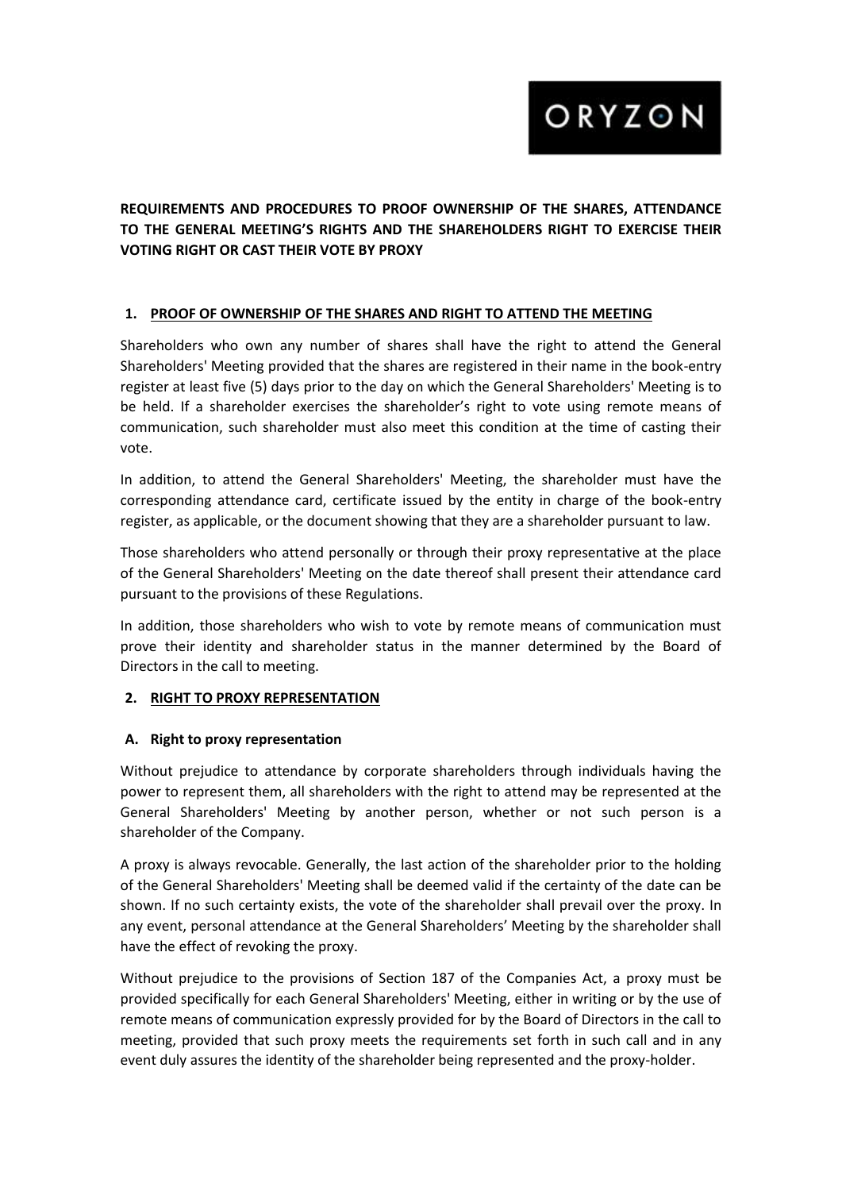ORYZON

**REQUIREMENTS AND PROCEDURES TO PROOF OWNERSHIP OF THE SHARES, ATTENDANCE TO THE GENERAL MEETING'S RIGHTS AND THE SHAREHOLDERS RIGHT TO EXERCISE THEIR VOTING RIGHT OR CAST THEIR VOTE BY PROXY**

## 1. PROOF OF OWNERSHIP OF THE SHARES AND RIGHT TO ATTEND THE MEETING

Shareholders who own any number of shares shall have the right to attend the General Shareholders' Meeting provided that the shares are registered in their name in the book-entry register at least five (5) days prior to the day on which the General Shareholders' Meeting is to be held. If a shareholder exercises the shareholder's right to vote using remote means of communication, such shareholder must also meet this condition at the time of casting their vote.

In addition, to attend the General Shareholders' Meeting, the shareholder must have the corresponding attendance card, certificate issued by the entity in charge of the book-entry register, as applicable, or the document showing that they are a shareholder pursuant to law.

Those shareholders who attend personally or through their proxy representative at the place of the General Shareholders' Meeting on the date thereof shall present their attendance card pursuant to the provisions of these Regulations.

In addition, those shareholders who wish to vote by remote means of communication must prove their identity and shareholder status in the manner determined by the Board of Directors in the call to meeting.

## 2. RIGHT TO PROXY REPRESENTATION

### A. Right to proxy representation

Without prejudice to attendance by corporate shareholders through individuals having the power to represent them, all shareholders with the right to attend may be represented at the General Shareholders' Meeting by another person, whether or not such person is a shareholder of the Company.

A proxy is always revocable. Generally, the last action of the shareholder prior to the holding of the General Shareholders' Meeting shall be deemed valid if the certainty of the date can be shown. If no such certainty exists, the vote of the shareholder shall prevail over the proxy. In any event, personal attendance at the General Shareholders' Meeting by the shareholder shall have the effect of revoking the proxy.

Without prejudice to the provisions of Section 187 of the Companies Act, a proxy must be provided specifically for each General Shareholders' Meeting, either in writing or by the use of remote means of communication expressly provided for by the Board of Directors in the call to meeting, provided that such proxy meets the requirements set forth in such call and in any event duly assures the identity of the shareholder being represented and the proxy-holder.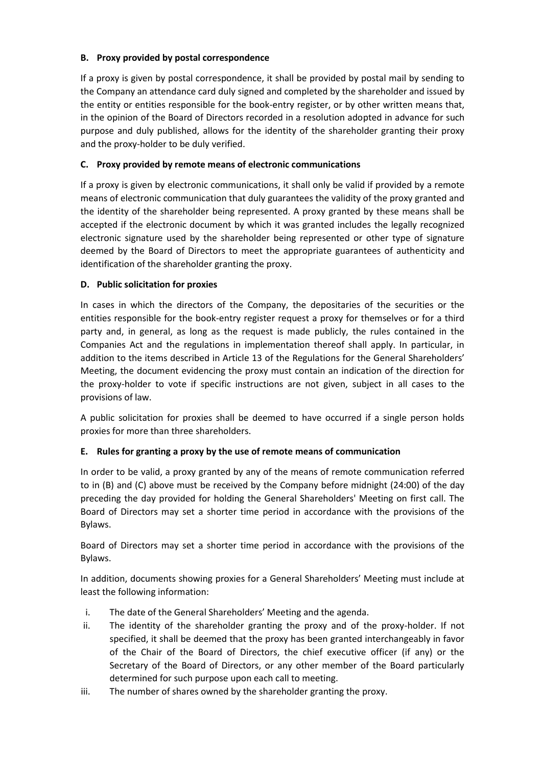### B. Proxy provided by postal correspondence

If a proxy is given by postal correspondence, it shall be provided by postal mail by sending to the Company an attendance card duly signed and completed by the shareholder and issued by the entity or entities responsible for the book-entry register, or by other written means that, in the opinion of the Board of Directors recorded in a resolution adopted in advance for such purpose and duly published, allows for the identity of the shareholder granting their proxy and the proxy-holder to be duly verified.

### C. Proxy provided by remote means of electronic communications

If a proxy is given by electronic communications, it shall only be valid if provided by a remote means of electronic communication that duly guarantees the validity of the proxy granted and the identity of the shareholder being represented. A proxy granted by these means shall be accepted if the electronic document by which it was granted includes the legally recognized electronic signature used by the shareholder being represented or other type of signature deemed by the Board of Directors to meet the appropriate guarantees of authenticity and identification of the shareholder granting the proxy.

### D. Public solicitation for proxies

In cases in which the directors of the Company, the depositaries of the securities or the entities responsible for the book-entry register request a proxy for themselves or for a third party and, in general, as long as the request is made publicly, the rules contained in the Companies Act and the regulations in implementation thereof shall apply. In particular, in addition to the items described in Article 13 of the Regulations for the General Shareholders' Meeting, the document evidencing the proxy must contain an indication of the direction for the proxy-holder to vote if specific instructions are not given, subject in all cases to the provisions of law.

A public solicitation for proxies shall be deemed to have occurred if a single person holds proxies for more than three shareholders.

### E. Rules for granting a proxy by the use of remote means of communication

In order to be valid, a proxy granted by any of the means of remote communication referred to in (B) and (C) above must be received by the Company before midnight (24:00) of the day preceding the day provided for holding the General Shareholders' Meeting on first call. The Board of Directors may set a shorter time period in accordance with the provisions of the Bylaws.

Board of Directors may set a shorter time period in accordance with the provisions of the Bylaws.

In addition, documents showing proxies for a General Shareholders' Meeting must include at least the following information:

i. The date of the General Shareholders' Meeting and the agenda.
ii. The identity of the shareholder granting the proxy and of the proxy-holder. If not specified, it shall be deemed that the proxy has been granted interchangeably in favor of the Chair of the Board of Directors, the chief executive officer (if any) or the Secretary of the Board of Directors, or any other member of the Board particularly determined for such purpose upon each call to meeting.
iii. The number of shares owned by the shareholder granting the proxy.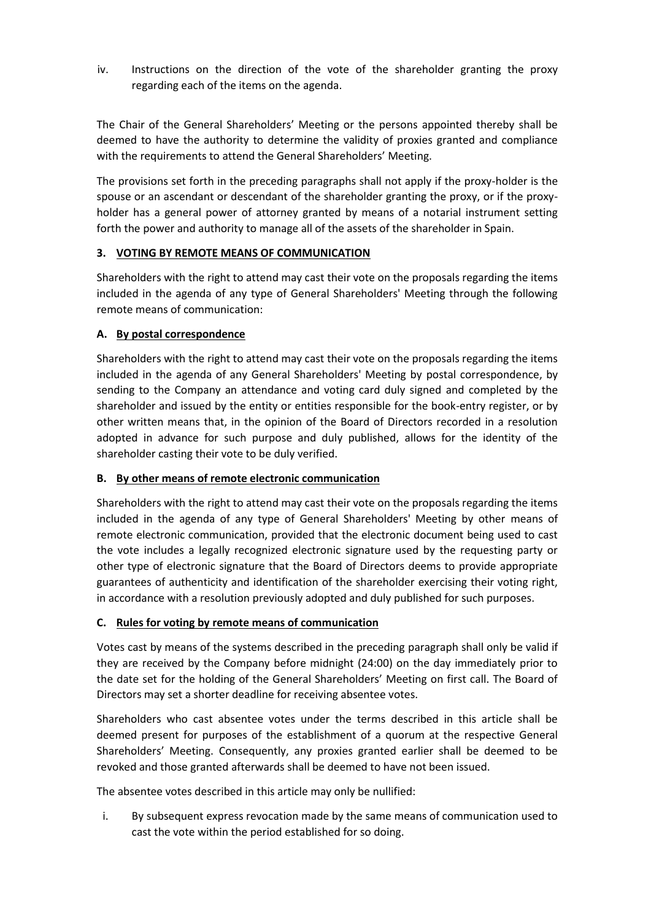iv. Instructions on the direction of the vote of the shareholder granting the proxy regarding each of the items on the agenda.

The Chair of the General Shareholders' Meeting or the persons appointed thereby shall be deemed to have the authority to determine the validity of proxies granted and compliance with the requirements to attend the General Shareholders' Meeting.

The provisions set forth in the preceding paragraphs shall not apply if the proxy-holder is the spouse or an ascendant or descendant of the shareholder granting the proxy, or if the proxy-holder has a general power of attorney granted by means of a notarial instrument setting forth the power and authority to manage all of the assets of the shareholder in Spain.

## 3. VOTING BY REMOTE MEANS OF COMMUNICATION

Shareholders with the right to attend may cast their vote on the proposals regarding the items included in the agenda of any type of General Shareholders' Meeting through the following remote means of communication:

### A. By postal correspondence

Shareholders with the right to attend may cast their vote on the proposals regarding the items included in the agenda of any General Shareholders' Meeting by postal correspondence, by sending to the Company an attendance and voting card duly signed and completed by the shareholder and issued by the entity or entities responsible for the book-entry register, or by other written means that, in the opinion of the Board of Directors recorded in a resolution adopted in advance for such purpose and duly published, allows for the identity of the shareholder casting their vote to be duly verified.

### B. By other means of remote electronic communication

Shareholders with the right to attend may cast their vote on the proposals regarding the items included in the agenda of any type of General Shareholders' Meeting by other means of remote electronic communication, provided that the electronic document being used to cast the vote includes a legally recognized electronic signature used by the requesting party or other type of electronic signature that the Board of Directors deems to provide appropriate guarantees of authenticity and identification of the shareholder exercising their voting right, in accordance with a resolution previously adopted and duly published for such purposes.

### C. Rules for voting by remote means of communication

Votes cast by means of the systems described in the preceding paragraph shall only be valid if they are received by the Company before midnight (24:00) on the day immediately prior to the date set for the holding of the General Shareholders' Meeting on first call. The Board of Directors may set a shorter deadline for receiving absentee votes.

Shareholders who cast absentee votes under the terms described in this article shall be deemed present for purposes of the establishment of a quorum at the respective General Shareholders' Meeting. Consequently, any proxies granted earlier shall be deemed to be revoked and those granted afterwards shall be deemed to have not been issued.

The absentee votes described in this article may only be nullified:

i. By subsequent express revocation made by the same means of communication used to cast the vote within the period established for so doing.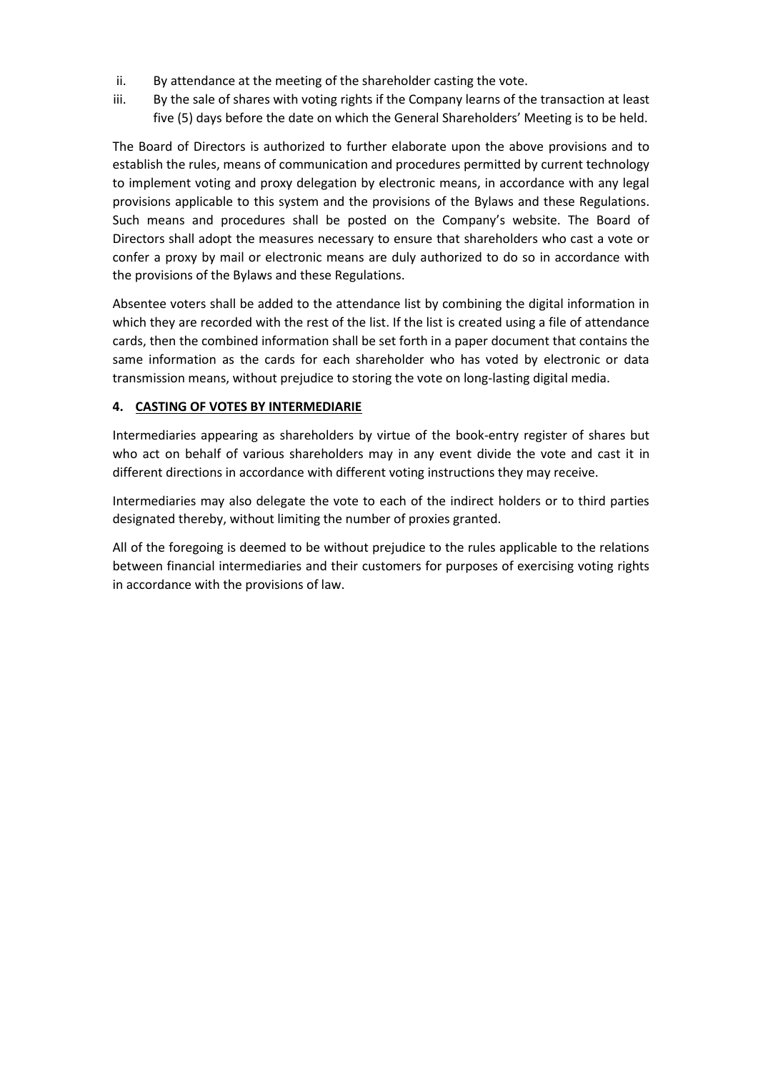ii. By attendance at the meeting of the shareholder casting the vote.

iii. By the sale of shares with voting rights if the Company learns of the transaction at least five (5) days before the date on which the General Shareholders' Meeting is to be held.

The Board of Directors is authorized to further elaborate upon the above provisions and to establish the rules, means of communication and procedures permitted by current technology to implement voting and proxy delegation by electronic means, in accordance with any legal provisions applicable to this system and the provisions of the Bylaws and these Regulations. Such means and procedures shall be posted on the Company's website. The Board of Directors shall adopt the measures necessary to ensure that shareholders who cast a vote or confer a proxy by mail or electronic means are duly authorized to do so in accordance with the provisions of the Bylaws and these Regulations.

Absentee voters shall be added to the attendance list by combining the digital information in which they are recorded with the rest of the list. If the list is created using a file of attendance cards, then the combined information shall be set forth in a paper document that contains the same information as the cards for each shareholder who has voted by electronic or data transmission means, without prejudice to storing the vote on long-lasting digital media.

**4. CASTING OF VOTES BY INTERMEDIARIE**

Intermediaries appearing as shareholders by virtue of the book-entry register of shares but who act on behalf of various shareholders may in any event divide the vote and cast it in different directions in accordance with different voting instructions they may receive.

Intermediaries may also delegate the vote to each of the indirect holders or to third parties designated thereby, without limiting the number of proxies granted.

All of the foregoing is deemed to be without prejudice to the rules applicable to the relations between financial intermediaries and their customers for purposes of exercising voting rights in accordance with the provisions of law.